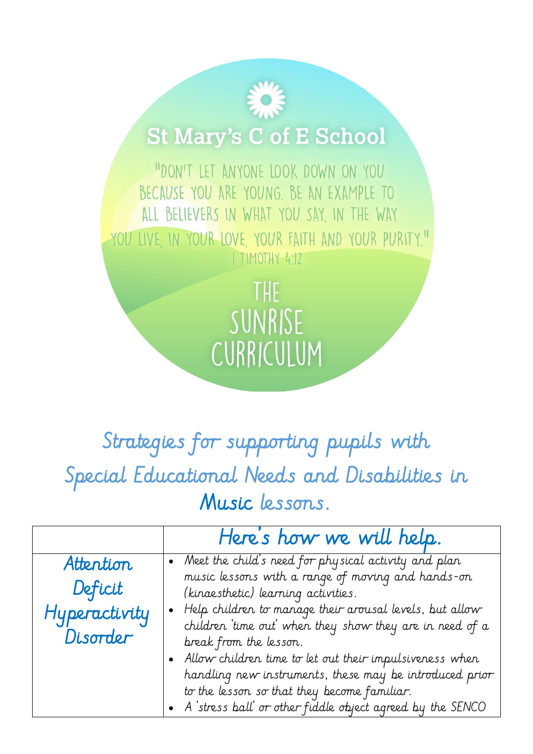# St Mary's C of E School

"DON'T LET ANYONE LOOK DOWN ON YOU BECAUSE YOU ARE YOUNG. BE AN EXAMPLE TO ALL BELIEVERS IN WHAT YOU SAY, IN THE WAY YOU LIVE, IN YOUR LOVE, YOUR FAITH AND YOUR PURITY."
1 TIMOTHY 4:12

# THE SUNRISE CURRICULUM

## Strategies for supporting pupils with Special Educational Needs and Disabilities in Music lessons.

| | Here's how we will help. |
|---|---|
| Attention Deficit Hyperactivity Disorder | • Meet the child's need for physical activity and plan music lessons with a range of moving and hands-on (kinaesthetic) learning activities.<br>• Help children to manage their arousal levels, but allow children 'time out' when they show they are in need of a break from the lesson.<br>• Allow children time to let out their impulsiveness when handling new instruments, these may be introduced prior to the lesson so that they become familiar.<br>• A 'stress ball' or other fiddle object agreed by the SENCO |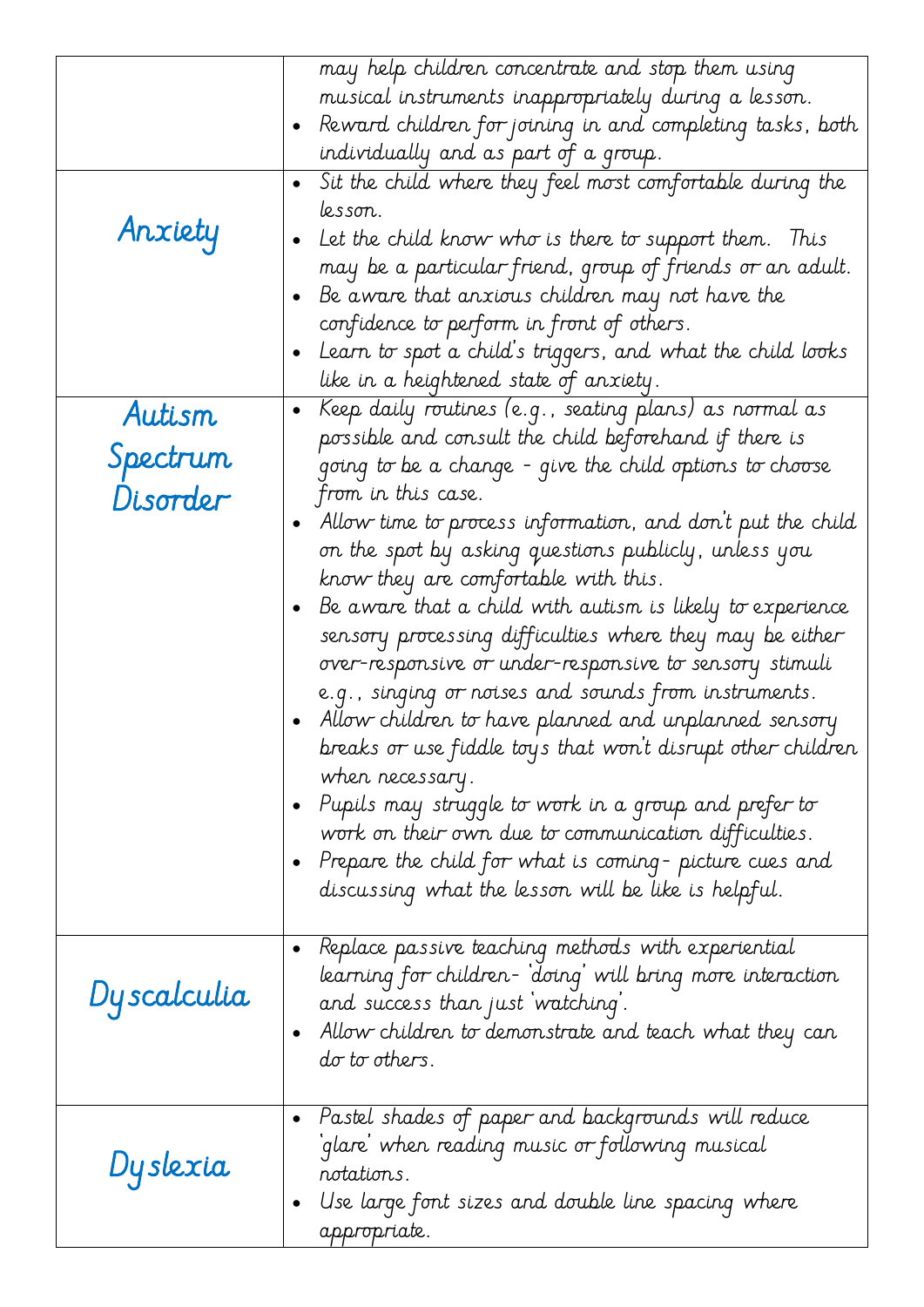| | |
|---|---|
| | may help children concentrate and stop them using musical instruments inappropriately during a lesson.<br>• Reward children for joining in and completing tasks, both individually and as part of a group. |
| Anxiety | • Sit the child where they feel most comfortable during the lesson.<br>• Let the child know who is there to support them. This may be a particular friend, group of friends or an adult.<br>• Be aware that anxious children may not have the confidence to perform in front of others.<br>• Learn to spot a child's triggers, and what the child looks like in a heightened state of anxiety. |
| Autism Spectrum Disorder | • Keep daily routines (e.g., seating plans) as normal as possible and consult the child beforehand if there is going to be a change - give the child options to choose from in this case.<br>• Allow time to process information, and don't put the child on the spot by asking questions publicly, unless you know they are comfortable with this.<br>• Be aware that a child with autism is likely to experience sensory processing difficulties where they may be either over-responsive or under-responsive to sensory stimuli e.g., singing or noises and sounds from instruments.<br>• Allow children to have planned and unplanned sensory breaks or use fiddle toys that won't disrupt other children when necessary.<br>• Pupils may struggle to work in a group and prefer to work on their own due to communication difficulties.<br>• Prepare the child for what is coming - picture cues and discussing what the lesson will be like is helpful. |
| Dyscalculia | • Replace passive teaching methods with experiential learning for children - 'doing' will bring more interaction and success than just 'watching'.<br>• Allow children to demonstrate and teach what they can do to others. |
| Dyslexia | • Pastel shades of paper and backgrounds will reduce 'glare' when reading music or following musical notations.<br>• Use large font sizes and double line spacing where appropriate. |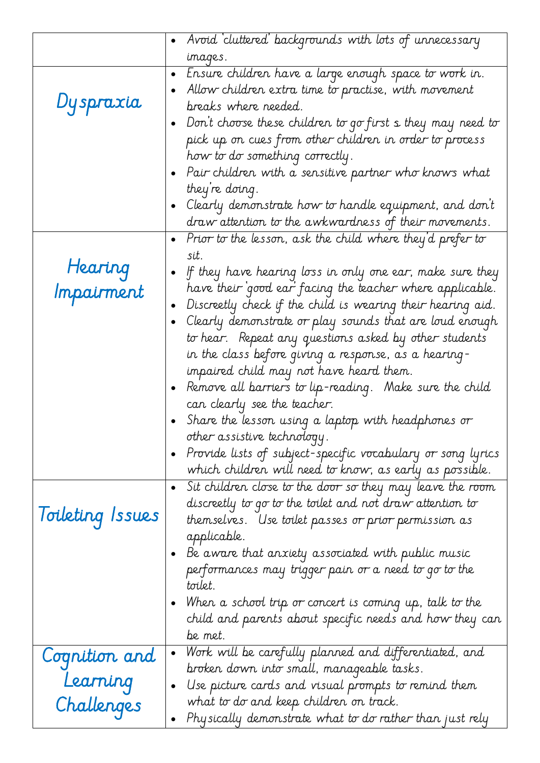| | |
|---|---|
| | • Avoid 'cluttered' backgrounds with lots of unnecessary images. |
| Dyspraxia | • Ensure children have a large enough space to work in.<br>• Allow children extra time to practise, with movement breaks where needed.<br>• Don't choose these children to go first s they may need to pick up on cues from other children in order to process how to do something correctly.<br>• Pair children with a sensitive partner who knows what they're doing.<br>• Clearly demonstrate how to handle equipment, and don't draw attention to the awkwardness of their movements. |
| Hearing Impairment | • Prior to the lesson, ask the child where they'd prefer to sit.<br>• If they have hearing loss in only one ear, make sure they have their 'good ear' facing the teacher where applicable.<br>• Discreetly check if the child is wearing their hearing aid.<br>• Clearly demonstrate or play sounds that are loud enough to hear. Repeat any questions asked by other students in the class before giving a response, as a hearing-impaired child may not have heard them.<br>• Remove all barriers to lip-reading. Make sure the child can clearly see the teacher.<br>• Share the lesson using a laptop with headphones or other assistive technology.<br>• Provide lists of subject-specific vocabulary or song lyrics which children will need to know, as early as possible. |
| Toileting Issues | • Sit children close to the door so they may leave the room discreetly to go to the toilet and not draw attention to themselves. Use toilet passes or prior permission as applicable.<br>• Be aware that anxiety associated with public music performances may trigger pain or a need to go to the toilet.<br>• When a school trip or concert is coming up, talk to the child and parents about specific needs and how they can be met. |
| Cognition and Learning Challenges | • Work will be carefully planned and differentiated, and broken down into small, manageable tasks.<br>• Use picture cards and visual prompts to remind them what to do and keep children on track.<br>• Physically demonstrate what to do rather than just rely |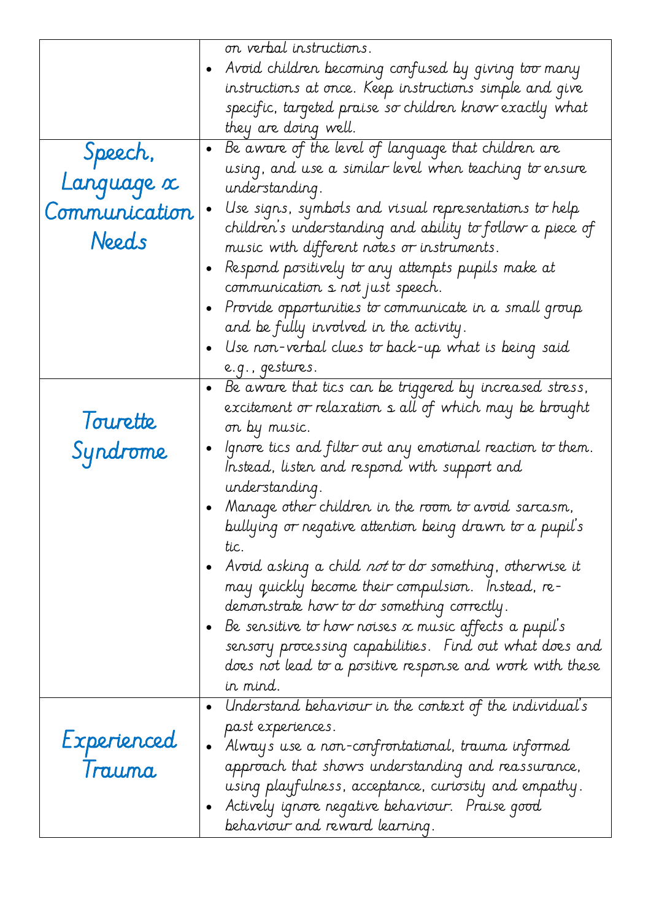| | |
|---|---|
| | on verbal instructions.<br>• Avoid children becoming confused by giving too many instructions at once. Keep instructions simple and give specific, targeted praise so children know exactly what they are doing well. |
| Speech, Language & Communication Needs | • Be aware of the level of language that children are using, and use a similar level when teaching to ensure understanding.<br>• Use signs, symbols and visual representations to help children's understanding and ability to follow a piece of music with different notes or instruments.<br>• Respond positively to any attempts pupils make at communication – not just speech.<br>• Provide opportunities to communicate in a small group and be fully involved in the activity.<br>• Use non-verbal clues to back-up what is being said e.g., gestures. |
| Tourette Syndrome | • Be aware that tics can be triggered by increased stress, excitement or relaxation – all of which may be brought on by music.<br>• Ignore tics and filter out any emotional reaction to them. Instead, listen and respond with support and understanding.<br>• Manage other children in the room to avoid sarcasm, bullying or negative attention being drawn to a pupil's tic.<br>• Avoid asking a child *not* to do something, otherwise it may quickly become their compulsion. Instead, re-demonstrate how to do something correctly.<br>• Be sensitive to how noises & music affects a pupil's sensory processing capabilities. Find out what does and does not lead to a positive response and work with these in mind. |
| Experienced Trauma | • Understand behaviour in the context of the individual's past experiences.<br>• Always use a non-confrontational, trauma informed approach that shows understanding and reassurance, using playfulness, acceptance, curiosity and empathy.<br>• Actively ignore negative behaviour. Praise good behaviour and reward learning. |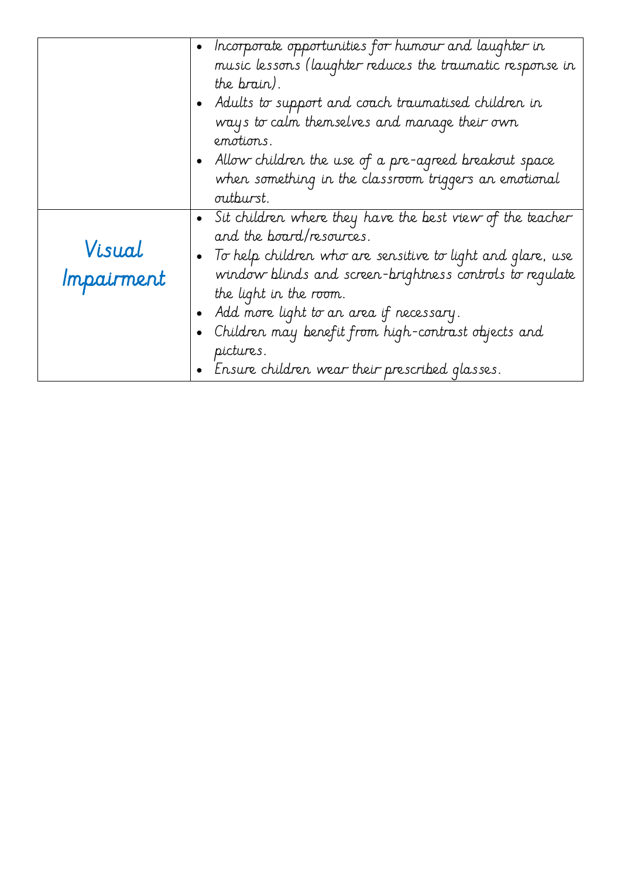| | |
|---|---|
| | • Incorporate opportunities for humour and laughter in music lessons (laughter reduces the traumatic response in the brain).<br>• Adults to support and coach traumatised children in ways to calm themselves and manage their own emotions.<br>• Allow children the use of a pre-agreed breakout space when something in the classroom triggers an emotional outburst. |
| Visual Impairment | • Sit children where they have the best view of the teacher and the board/resources.<br>• To help children who are sensitive to light and glare, use window blinds and screen-brightness controls to regulate the light in the room.<br>• Add more light to an area if necessary.<br>• Children may benefit from high-contrast objects and pictures.<br>• Ensure children wear their prescribed glasses. |